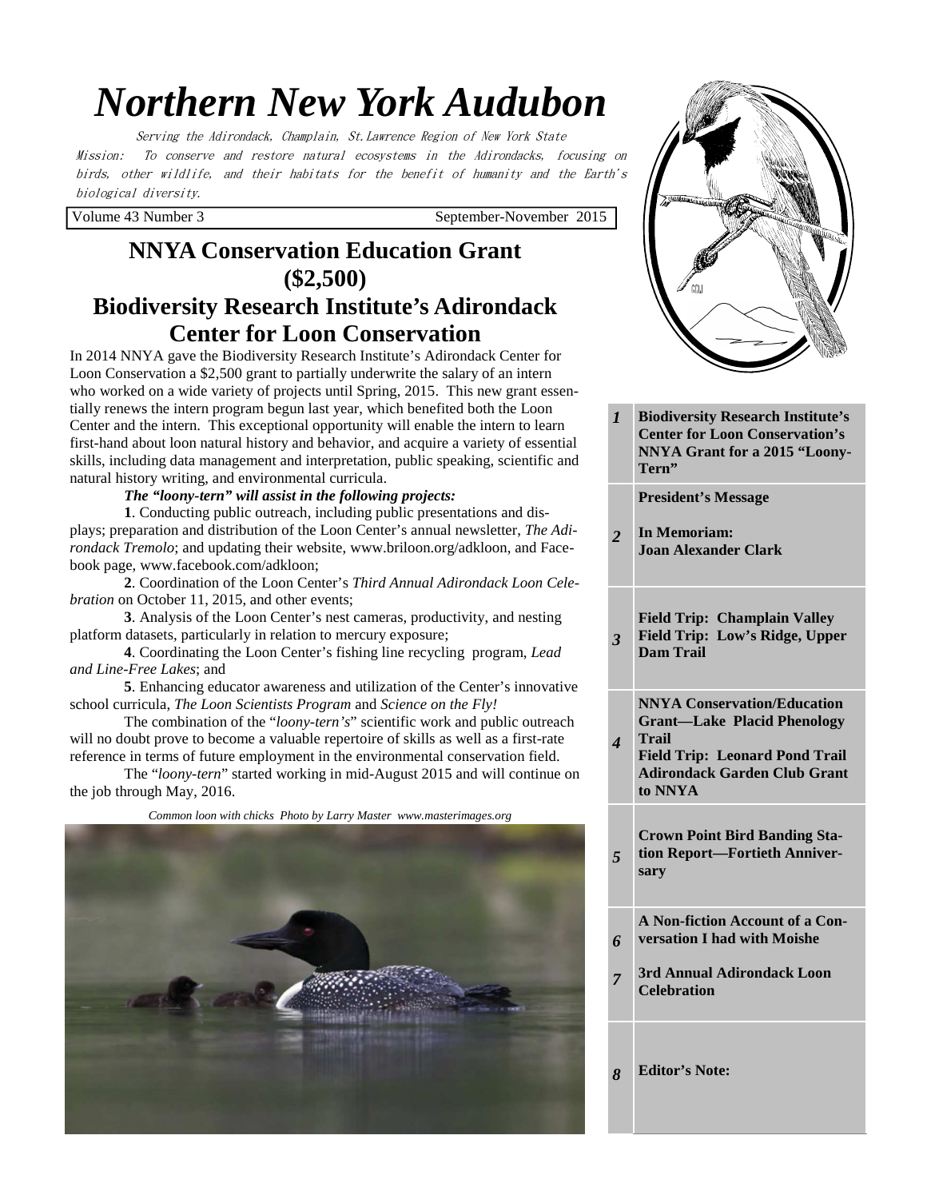# Northern New York Audubon

Serving the Adirondack, Champlain, St.Lawrence Region of New York State

Mission: To conserve and restore natural ecosystems in the Adirondacks, focusing on birds, other wildlife, and their habitats for the benefit of humanity and the Earth's biological diversity.

Volume 43 Number 3 September-November 2015

## NNYA Conservation Education Grant ($2,500)

## Biodiversity Research Institute's Adirondack Center for Loon Conservation

In 2014 NNYA gave the Biodiversity Research Institute's Adirondack Center for Loon Conservation a $2,500 grant to partially underwrite the salary of an intern who worked on a wide variety of projects until Spring, 2015. This new grant essentially renews the intern program begun last year, which benefited both the Loon Center and the intern. This exceptional opportunity will enable the intern to learn first-hand about loon natural history and behavior, and acquire a variety of essential skills, including data management and interpretation, public speaking, scientific and natural history writing, and environmental curricula.

***The "loony-tern" will assist in the following projects:***

**1**. Conducting public outreach, including public presentations and displays; preparation and distribution of the Loon Center's annual newsletter, *The Adirondack Tremolo*; and updating their website, www.briloon.org/adkloon, and Facebook page, www.facebook.com/adkloon;

**2**. Coordination of the Loon Center's *Third Annual Adirondack Loon Celebration* on October 11, 2015, and other events;

**3**. Analysis of the Loon Center's nest cameras, productivity, and nesting platform datasets, particularly in relation to mercury exposure;

**4**. Coordinating the Loon Center's fishing line recycling program, *Lead and Line-Free Lakes*; and

**5**. Enhancing educator awareness and utilization of the Center's innovative school curricula, *The Loon Scientists Program* and *Science on the Fly!*

The combination of the "*loony-tern's*" scientific work and public outreach will no doubt prove to become a valuable repertoire of skills as well as a first-rate reference in terms of future employment in the environmental conservation field.

The "*loony-tern*" started working in mid-August 2015 and will continue on the job through May, 2016.

*Common loon with chicks Photo by Larry Master www.masterimages.org*

| Page | Contents |
|---|---|
| *1* | **Biodiversity Research Institute's Center for Loon Conservation's NNYA Grant for a 2015 "Loony-Tern"** |
| *2* | **President's Message**<br>**In Memoriam: Joan Alexander Clark** |
| *3* | **Field Trip: Champlain Valley**<br>**Field Trip: Low's Ridge, Upper Dam Trail** |
| *4* | **NNYA Conservation/Education Grant—Lake Placid Phenology Trail**<br>**Field Trip: Leonard Pond Trail**<br>**Adirondack Garden Club Grant to NNYA** |
| *5* | **Crown Point Bird Banding Station Report—Fortieth Anniversary** |
| *6* | **A Non-fiction Account of a Conversation I had with Moishe** |
| *7* | **3rd Annual Adirondack Loon Celebration** |
| *8* | **Editor's Note:** |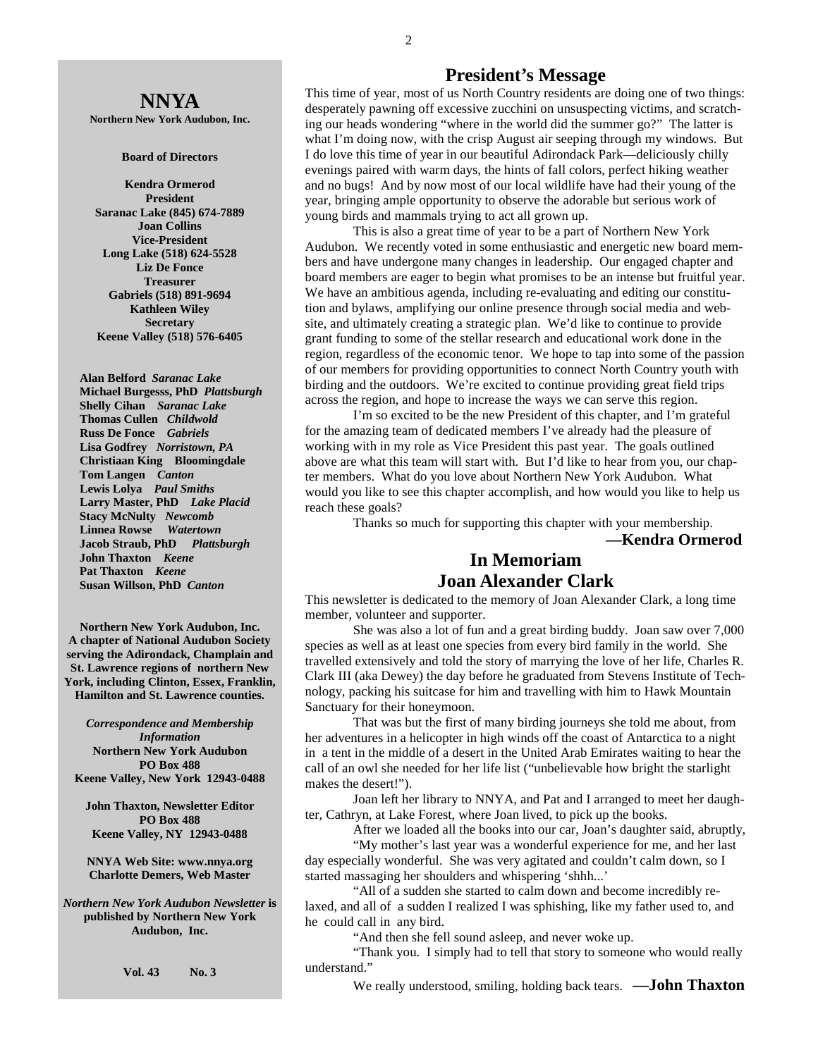# NNYA

**Northern New York Audubon, Inc.**

**Board of Directors**

**Kendra Ormerod**
**President**
**Saranac Lake (845) 674-7889**

**Joan Collins**
**Vice-President**
**Long Lake (518) 624-5528**

**Liz De Fonce**
**Treasurer**
**Gabriels (518) 891-9694**

**Kathleen Wiley**
**Secretary**
**Keene Valley (518) 576-6405**

**Alan Belford** ***Saranac Lake***
**Michael Burgesss, PhD** ***Plattsburgh***
**Shelly Cihan** ***Saranac Lake***
**Thomas Cullen** ***Childwold***
**Russ De Fonce** ***Gabriels***
**Lisa Godfrey** ***Norristown, PA***
**Christiaan King Bloomingdale**
**Tom Langen** ***Canton***
**Lewis Lolya** ***Paul Smiths***
**Larry Master, PhD** ***Lake Placid***
**Stacy McNulty** ***Newcomb***
**Linnea Rowse** ***Watertown***
**Jacob Straub, PhD** ***Plattsburgh***
**John Thaxton** ***Keene***
**Pat Thaxton** ***Keene***
**Susan Willson, PhD** ***Canton***

**Northern New York Audubon, Inc. A chapter of National Audubon Society serving the Adirondack, Champlain and St. Lawrence regions of northern New York, including Clinton, Essex, Franklin, Hamilton and St. Lawrence counties.**

***Correspondence and Membership Information***
**Northern New York Audubon**
**PO Box 488**
**Keene Valley, New York 12943-0488**

**John Thaxton, Newsletter Editor**
**PO Box 488**
**Keene Valley, NY 12943-0488**

**NNYA Web Site: www.nnya.org**
**Charlotte Demers, Web Master**

***Northern New York Audubon Newsletter*** **is published by Northern New York Audubon, Inc.**

**Vol. 43 No. 3**

## President's Message

This time of year, most of us North Country residents are doing one of two things: desperately pawning off excessive zucchini on unsuspecting victims, and scratching our heads wondering "where in the world did the summer go?" The latter is what I'm doing now, with the crisp August air seeping through my windows. But I do love this time of year in our beautiful Adirondack Park—deliciously chilly evenings paired with warm days, the hints of fall colors, perfect hiking weather and no bugs! And by now most of our local wildlife have had their young of the year, bringing ample opportunity to observe the adorable but serious work of young birds and mammals trying to act all grown up.

This is also a great time of year to be a part of Northern New York Audubon. We recently voted in some enthusiastic and energetic new board members and have undergone many changes in leadership. Our engaged chapter and board members are eager to begin what promises to be an intense but fruitful year. We have an ambitious agenda, including re-evaluating and editing our constitution and bylaws, amplifying our online presence through social media and website, and ultimately creating a strategic plan. We'd like to continue to provide grant funding to some of the stellar research and educational work done in the region, regardless of the economic tenor. We hope to tap into some of the passion of our members for providing opportunities to connect North Country youth with birding and the outdoors. We're excited to continue providing great field trips across the region, and hope to increase the ways we can serve this region.

I'm so excited to be the new President of this chapter, and I'm grateful for the amazing team of dedicated members I've already had the pleasure of working with in my role as Vice President this past year. The goals outlined above are what this team will start with. But I'd like to hear from you, our chapter members. What do you love about Northern New York Audubon. What would you like to see this chapter accomplish, and how would you like to help us reach these goals?

Thanks so much for supporting this chapter with your membership.

**—Kendra Ormerod**

## In Memoriam
## Joan Alexander Clark

This newsletter is dedicated to the memory of Joan Alexander Clark, a long time member, volunteer and supporter.

She was also a lot of fun and a great birding buddy. Joan saw over 7,000 species as well as at least one species from every bird family in the world. She travelled extensively and told the story of marrying the love of her life, Charles R. Clark III (aka Dewey) the day before he graduated from Stevens Institute of Technology, packing his suitcase for him and travelling with him to Hawk Mountain Sanctuary for their honeymoon.

That was but the first of many birding journeys she told me about, from her adventures in a helicopter in high winds off the coast of Antarctica to a night in a tent in the middle of a desert in the United Arab Emirates waiting to hear the call of an owl she needed for her life list ("unbelievable how bright the starlight makes the desert!").

Joan left her library to NNYA, and Pat and I arranged to meet her daughter, Cathryn, at Lake Forest, where Joan lived, to pick up the books.

After we loaded all the books into our car, Joan's daughter said, abruptly,

"My mother's last year was a wonderful experience for me, and her last day especially wonderful. She was very agitated and couldn't calm down, so I started massaging her shoulders and whispering 'shhh...'

"All of a sudden she started to calm down and become incredibly relaxed, and all of a sudden I realized I was sphishing, like my father used to, and he could call in any bird.

"And then she fell sound asleep, and never woke up.

"Thank you. I simply had to tell that story to someone who would really understand."

We really understood, smiling, holding back tears. **—John Thaxton**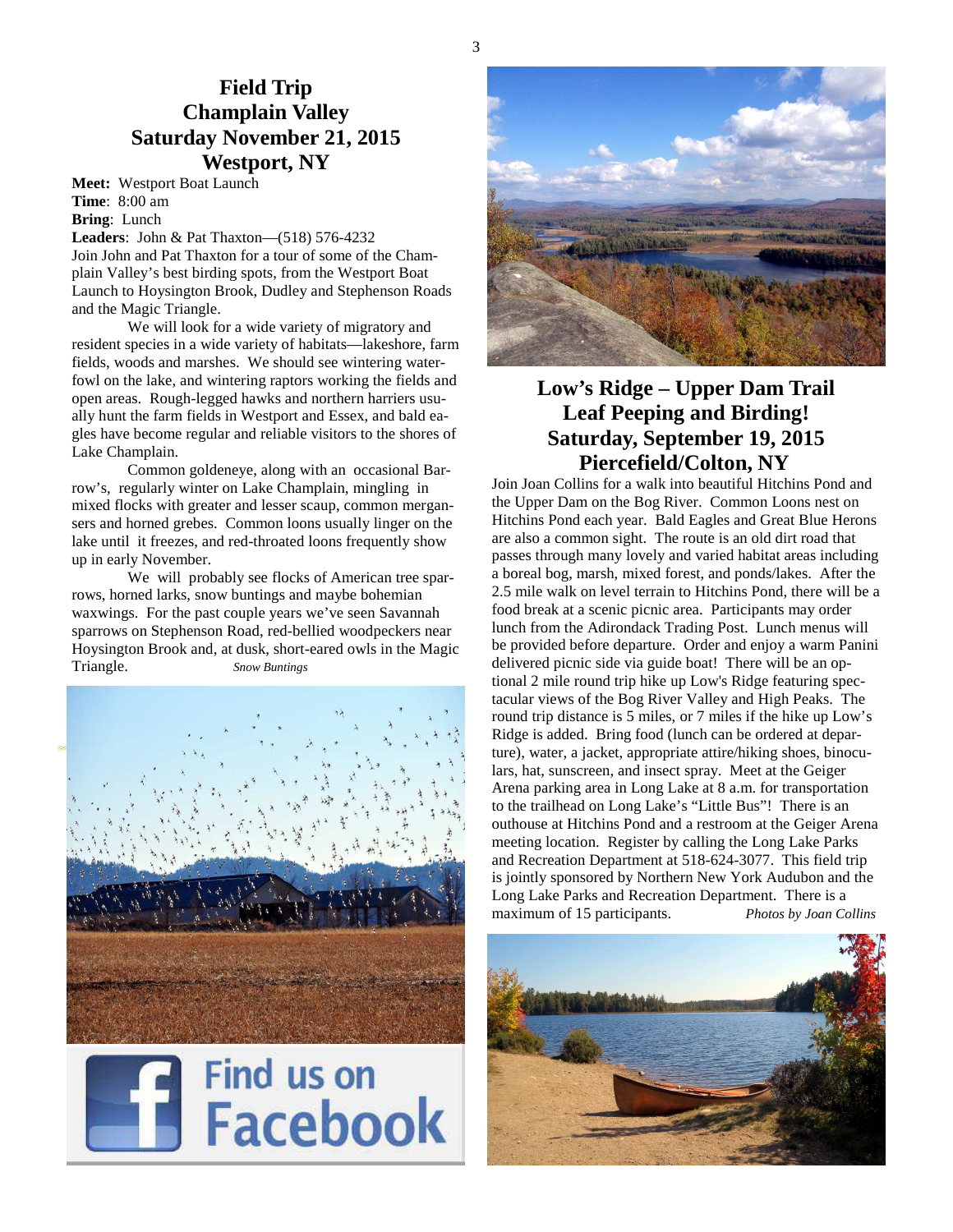## Field Trip
## Champlain Valley
## Saturday November 21, 2015
## Westport, NY

**Meet:** Westport Boat Launch
**Time**: 8:00 am
**Bring**: Lunch
**Leaders**: John & Pat Thaxton—(518) 576-4232

Join John and Pat Thaxton for a tour of some of the Champlain Valley's best birding spots, from the Westport Boat Launch to Hoysington Brook, Dudley and Stephenson Roads and the Magic Triangle.

We will look for a wide variety of migratory and resident species in a wide variety of habitats—lakeshore, farm fields, woods and marshes. We should see wintering waterfowl on the lake, and wintering raptors working the fields and open areas. Rough-legged hawks and northern harriers usually hunt the farm fields in Westport and Essex, and bald eagles have become regular and reliable visitors to the shores of Lake Champlain.

Common goldeneye, along with an occasional Barrow's, regularly winter on Lake Champlain, mingling in mixed flocks with greater and lesser scaup, common mergansers and horned grebes. Common loons usually linger on the lake until it freezes, and red-throated loons frequently show up in early November.

We will probably see flocks of American tree sparrows, horned larks, snow buntings and maybe bohemian waxwings. For the past couple years we've seen Savannah sparrows on Stephenson Road, red-bellied woodpeckers near Hoysington Brook and, at dusk, short-eared owls in the Magic Triangle.

*Snow Buntings*

Find us on Facebook

## Low's Ridge – Upper Dam Trail
## Leaf Peeping and Birding!
## Saturday, September 19, 2015
## Piercefield/Colton, NY

Join Joan Collins for a walk into beautiful Hitchins Pond and the Upper Dam on the Bog River. Common Loons nest on Hitchins Pond each year. Bald Eagles and Great Blue Herons are also a common sight. The route is an old dirt road that passes through many lovely and varied habitat areas including a boreal bog, marsh, mixed forest, and ponds/lakes. After the 2.5 mile walk on level terrain to Hitchins Pond, there will be a food break at a scenic picnic area. Participants may order lunch from the Adirondack Trading Post. Lunch menus will be provided before departure. Order and enjoy a warm Panini delivered picnic side via guide boat! There will be an optional 2 mile round trip hike up Low's Ridge featuring spectacular views of the Bog River Valley and High Peaks. The round trip distance is 5 miles, or 7 miles if the hike up Low's Ridge is added. Bring food (lunch can be ordered at departure), water, a jacket, appropriate attire/hiking shoes, binoculars, hat, sunscreen, and insect spray. Meet at the Geiger Arena parking area in Long Lake at 8 a.m. for transportation to the trailhead on Long Lake's "Little Bus"! There is an outhouse at Hitchins Pond and a restroom at the Geiger Arena meeting location. Register by calling the Long Lake Parks and Recreation Department at 518-624-3077. This field trip is jointly sponsored by Northern New York Audubon and the Long Lake Parks and Recreation Department. There is a maximum of 15 participants.

*Photos by Joan Collins*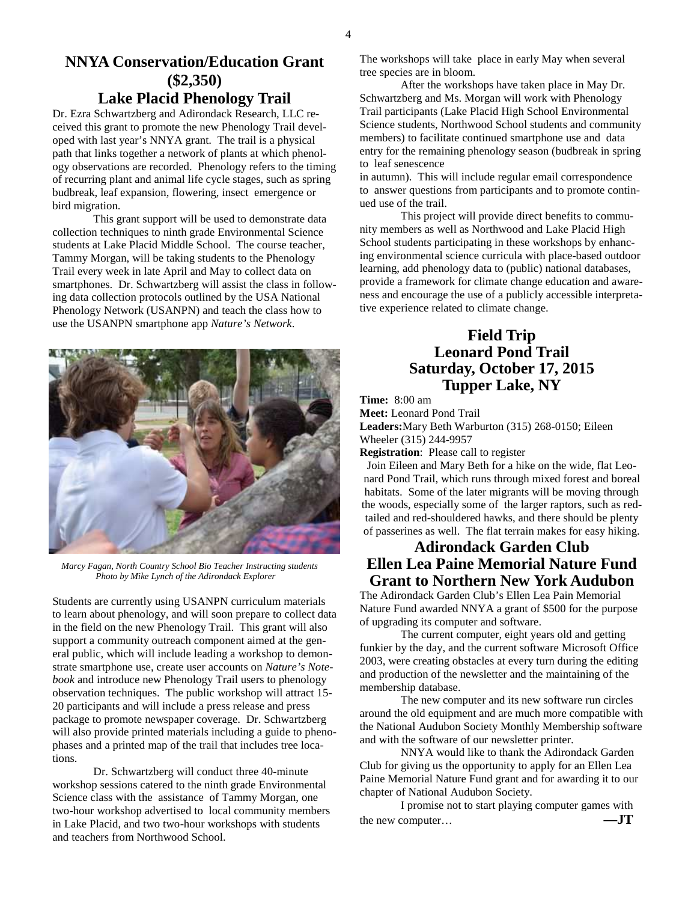## NNYA Conservation/Education Grant ($2,350)
## Lake Placid Phenology Trail

Dr. Ezra Schwartzberg and Adirondack Research, LLC received this grant to promote the new Phenology Trail developed with last year's NNYA grant. The trail is a physical path that links together a network of plants at which phenology observations are recorded. Phenology refers to the timing of recurring plant and animal life cycle stages, such as spring budbreak, leaf expansion, flowering, insect emergence or bird migration.

This grant support will be used to demonstrate data collection techniques to ninth grade Environmental Science students at Lake Placid Middle School. The course teacher, Tammy Morgan, will be taking students to the Phenology Trail every week in late April and May to collect data on smartphones. Dr. Schwartzberg will assist the class in following data collection protocols outlined by the USA National Phenology Network (USANPN) and teach the class how to use the USANPN smartphone app *Nature's Network*.

*Marcy Fagan, North Country School Bio Teacher Instructing students*
*Photo by Mike Lynch of the Adirondack Explorer*

Students are currently using USANPN curriculum materials to learn about phenology, and will soon prepare to collect data in the field on the new Phenology Trail. This grant will also support a community outreach component aimed at the general public, which will include leading a workshop to demonstrate smartphone use, create user accounts on *Nature's Notebook* and introduce new Phenology Trail users to phenology observation techniques. The public workshop will attract 15-20 participants and will include a press release and press package to promote newspaper coverage. Dr. Schwartzberg will also provide printed materials including a guide to phenophases and a printed map of the trail that includes tree locations.

Dr. Schwartzberg will conduct three 40-minute workshop sessions catered to the ninth grade Environmental Science class with the assistance of Tammy Morgan, one two-hour workshop advertised to local community members in Lake Placid, and two two-hour workshops with students and teachers from Northwood School.

The workshops will take place in early May when several tree species are in bloom.

After the workshops have taken place in May Dr. Schwartzberg and Ms. Morgan will work with Phenology Trail participants (Lake Placid High School Environmental Science students, Northwood School students and community members) to facilitate continued smartphone use and data entry for the remaining phenology season (budbreak in spring to leaf senescence in autumn). This will include regular email correspondence to answer questions from participants and to promote continued use of the trail.

This project will provide direct benefits to community members as well as Northwood and Lake Placid High School students participating in these workshops by enhancing environmental science curricula with place-based outdoor learning, add phenology data to (public) national databases, provide a framework for climate change education and awareness and encourage the use of a publicly accessible interpretative experience related to climate change.

## Field Trip
## Leonard Pond Trail
## Saturday, October 17, 2015
## Tupper Lake, NY

**Time:** 8:00 am
**Meet:** Leonard Pond Trail
**Leaders:** Mary Beth Warburton (315) 268-0150; Eileen Wheeler (315) 244-9957
**Registration**: Please call to register

Join Eileen and Mary Beth for a hike on the wide, flat Leonard Pond Trail, which runs through mixed forest and boreal habitats. Some of the later migrants will be moving through the woods, especially some of the larger raptors, such as red-tailed and red-shouldered hawks, and there should be plenty of passerines as well. The flat terrain makes for easy hiking.

## Adirondack Garden Club
## Ellen Lea Paine Memorial Nature Fund Grant to Northern New York Audubon

The Adirondack Garden Club's Ellen Lea Pain Memorial Nature Fund awarded NNYA a grant of $500 for the purpose of upgrading its computer and software.

The current computer, eight years old and getting funkier by the day, and the current software Microsoft Office 2003, were creating obstacles at every turn during the editing and production of the newsletter and the maintaining of the membership database.

The new computer and its new software run circles around the old equipment and are much more compatible with the National Audubon Society Monthly Membership software and with the software of our newsletter printer.

NNYA would like to thank the Adirondack Garden Club for giving us the opportunity to apply for an Ellen Lea Paine Memorial Nature Fund grant and for awarding it to our chapter of National Audubon Society.

I promise not to start playing computer games with the new computer… **—JT**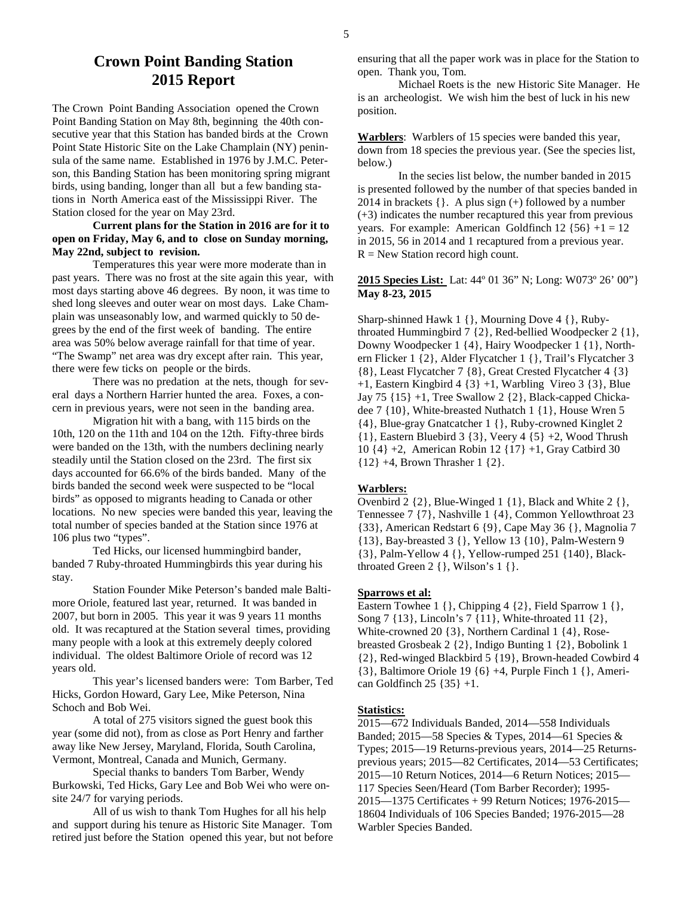# Crown Point Banding Station 2015 Report

The Crown Point Banding Association opened the Crown Point Banding Station on May 8th, beginning the 40th consecutive year that this Station has banded birds at the Crown Point State Historic Site on the Lake Champlain (NY) peninsula of the same name. Established in 1976 by J.M.C. Peterson, this Banding Station has been monitoring spring migrant birds, using banding, longer than all but a few banding stations in North America east of the Mississippi River. The Station closed for the year on May 23rd.

**Current plans for the Station in 2016 are for it to open on Friday, May 6, and to close on Sunday morning, May 22nd, subject to revision.**

Temperatures this year were more moderate than in past years. There was no frost at the site again this year, with most days starting above 46 degrees. By noon, it was time to shed long sleeves and outer wear on most days. Lake Champlain was unseasonably low, and warmed quickly to 50 degrees by the end of the first week of banding. The entire area was 50% below average rainfall for that time of year. "The Swamp" net area was dry except after rain. This year, there were few ticks on people or the birds.

There was no predation at the nets, though for several days a Northern Harrier hunted the area. Foxes, a concern in previous years, were not seen in the banding area.

Migration hit with a bang, with 115 birds on the 10th, 120 on the 11th and 104 on the 12th. Fifty-three birds were banded on the 13th, with the numbers declining nearly steadily until the Station closed on the 23rd. The first six days accounted for 66.6% of the birds banded. Many of the birds banded the second week were suspected to be "local birds" as opposed to migrants heading to Canada or other locations. No new species were banded this year, leaving the total number of species banded at the Station since 1976 at 106 plus two "types".

Ted Hicks, our licensed hummingbird bander, banded 7 Ruby-throated Hummingbirds this year during his stay.

Station Founder Mike Peterson's banded male Baltimore Oriole, featured last year, returned. It was banded in 2007, but born in 2005. This year it was 9 years 11 months old. It was recaptured at the Station several times, providing many people with a look at this extremely deeply colored individual. The oldest Baltimore Oriole of record was 12 years old.

This year's licensed banders were: Tom Barber, Ted Hicks, Gordon Howard, Gary Lee, Mike Peterson, Nina Schoch and Bob Wei.

A total of 275 visitors signed the guest book this year (some did not), from as close as Port Henry and farther away like New Jersey, Maryland, Florida, South Carolina, Vermont, Montreal, Canada and Munich, Germany.

Special thanks to banders Tom Barber, Wendy Burkowski, Ted Hicks, Gary Lee and Bob Wei who were on-site 24/7 for varying periods.

All of us wish to thank Tom Hughes for all his help and support during his tenure as Historic Site Manager. Tom retired just before the Station opened this year, but not before ensuring that all the paper work was in place for the Station to open. Thank you, Tom.

Michael Roets is the new Historic Site Manager. He is an archeologist. We wish him the best of luck in his new position.

**Warblers**: Warblers of 15 species were banded this year, down from 18 species the previous year. (See the species list, below.)

In the secies list below, the number banded in 2015 is presented followed by the number of that species banded in 2014 in brackets {}. A plus sign (+) followed by a number (+3) indicates the number recaptured this year from previous years. For example: American Goldfinch 12 {56} +1 = 12 in 2015, 56 in 2014 and 1 recaptured from a previous year. R = New Station record high count.

**2015 Species List:** Lat: 44º 01 36" N; Long: W073º 26' 00"}
**May 8-23, 2015**

Sharp-shinned Hawk 1 {}, Mourning Dove 4 {}, Ruby-throated Hummingbird 7 {2}, Red-bellied Woodpecker 2 {1}, Downy Woodpecker 1 {4}, Hairy Woodpecker 1 {1}, Northern Flicker 1 {2}, Alder Flycatcher 1 {}, Trail's Flycatcher 3 {8}, Least Flycatcher 7 {8}, Great Crested Flycatcher 4 {3} +1, Eastern Kingbird 4 {3} +1, Warbling Vireo 3 {3}, Blue Jay 75 {15} +1, Tree Swallow 2 {2}, Black-capped Chickadee 7 {10}, White-breasted Nuthatch 1 {1}, House Wren 5 {4}, Blue-gray Gnatcatcher 1 {}, Ruby-crowned Kinglet 2 {1}, Eastern Bluebird 3 {3}, Veery 4 {5} +2, Wood Thrush 10 {4} +2, American Robin 12 {17} +1, Gray Catbird 30 {12} +4, Brown Thrasher 1 {2}.

**Warblers:**

Ovenbird 2 {2}, Blue-Winged 1 {1}, Black and White 2 {}, Tennessee 7 {7}, Nashville 1 {4}, Common Yellowthroat 23 {33}, American Redstart 6 {9}, Cape May 36 {}, Magnolia 7 {13}, Bay-breasted 3 {}, Yellow 13 {10}, Palm-Western 9 {3}, Palm-Yellow 4 {}, Yellow-rumped 251 {140}, Black-throated Green 2 {}, Wilson's 1 {}.

**Sparrows et al:**

Eastern Towhee 1 {}, Chipping 4 {2}, Field Sparrow 1 {}, Song 7 {13}, Lincoln's 7 {11}, White-throated 11 {2}, White-crowned 20 {3}, Northern Cardinal 1 {4}, Rose-breasted Grosbeak 2 {2}, Indigo Bunting 1 {2}, Bobolink 1 {2}, Red-winged Blackbird 5 {19}, Brown-headed Cowbird 4 {3}, Baltimore Oriole 19 {6} +4, Purple Finch 1 {}, American Goldfinch 25 {35} +1.

**Statistics:**

2015—672 Individuals Banded, 2014—558 Individuals Banded; 2015—58 Species & Types, 2014—61 Species & Types; 2015—19 Returns-previous years, 2014—25 Returns-previous years; 2015—82 Certificates, 2014—53 Certificates; 2015—10 Return Notices, 2014—6 Return Notices; 2015—117 Species Seen/Heard (Tom Barber Recorder); 1995-2015—1375 Certificates + 99 Return Notices; 1976-2015—18604 Individuals of 106 Species Banded; 1976-2015—28 Warbler Species Banded.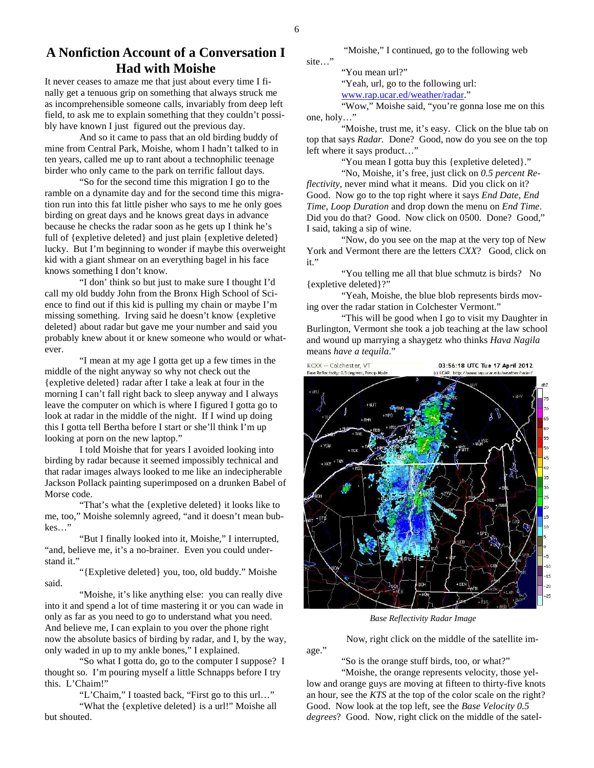# A Nonfiction Account of a Conversation I Had with Moishe

It never ceases to amaze me that just about every time I finally get a tenuous grip on something that always struck me as incomprehensible someone calls, invariably from deep left field, to ask me to explain something that they couldn't possibly have known I just figured out the previous day.

And so it came to pass that an old birding buddy of mine from Central Park, Moishe, whom I hadn't talked to in ten years, called me up to rant about a technophilic teenage birder who only came to the park on terrific fallout days.

"So for the second time this migration I go to the ramble on a dynamite day and for the second time this migration run into this fat little pisher who says to me he only goes birding on great days and he knows great days in advance because he checks the radar soon as he gets up I think he's full of {expletive deleted} and just plain {expletive deleted} lucky. But I'm beginning to wonder if maybe this overweight kid with a giant shmear on an everything bagel in his face knows something I don't know.

"I don' think so but just to make sure I thought I'd call my old buddy John from the Bronx High School of Science to find out if this kid is pulling my chain or maybe I'm missing something. Irving said he doesn't know {expletive deleted} about radar but gave me your number and said you probably knew about it or knew someone who would or whatever.

"I mean at my age I gotta get up a few times in the middle of the night anyway so why not check out the {expletive deleted} radar after I take a leak at four in the morning I can't fall right back to sleep anyway and I always leave the computer on which is where I figured I gotta go to look at radar in the middle of the night. If I wind up doing this I gotta tell Bertha before I start or she'll think I'm up looking at porn on the new laptop."

I told Moishe that for years I avoided looking into birding by radar because it seemed impossibly technical and that radar images always looked to me like an indecipherable Jackson Pollack painting superimposed on a drunken Babel of Morse code.

"That's what the {expletive deleted} it looks like to me, too," Moishe solemnly agreed, "and it doesn't mean bubkes…"

"But I finally looked into it, Moishe," I interrupted, "and, believe me, it's a no-brainer. Even you could understand it."

"{Expletive deleted} you, too, old buddy." Moishe said.

"Moishe, it's like anything else: you can really dive into it and spend a lot of time mastering it or you can wade in only as far as you need to go to understand what you need. And believe me, I can explain to you over the phone right now the absolute basics of birding by radar, and I, by the way, only waded in up to my ankle bones," I explained.

"So what I gotta do, go to the computer I suppose? I thought so. I'm pouring myself a little Schnapps before I try this. L'Chaim!"

"L'Chaim," I toasted back, "First go to this url…"

"What the {expletive deleted} is a url!" Moishe all but shouted.

"Moishe," I continued, go to the following web site…"

"You mean url?"

"Yeah, url, go to the following url: www.rap.ucar.ed/weather/radar."

"Wow," Moishe said, "you're gonna lose me on this one, holy…"

"Moishe, trust me, it's easy. Click on the blue tab on top that says *Radar.* Done? Good, now do you see on the top left where it says product…"

"You mean I gotta buy this {expletive deleted}."

"No, Moishe, it's free, just click on *0.5 percent Reflectivity,* never mind what it means. Did you click on it? Good. Now go to the top right where it says *End Date, End Time, Loop Duration* and drop down the menu on *End Time*. Did you do that? Good. Now click on 0500. Done? Good," I said, taking a sip of wine.

"Now, do you see on the map at the very top of New York and Vermont there are the letters *CXX*? Good, click on it."

"You telling me all that blue schmutz is birds? No {expletive deleted}?"

"Yeah, Moishe, the blue blob represents birds moving over the radar station in Colchester Vermont."

"This will be good when I go to visit my Daughter in Burlington, Vermont she took a job teaching at the law school and wound up marrying a shaygetz who thinks *Hava Nagila* means *have a tequila*."

*Base Reflectivity Radar Image*

Now, right click on the middle of the satellite image."

"So is the orange stuff birds, too, or what?"

"Moishe, the orange represents velocity, those yellow and orange guys are moving at fifteen to thirty-five knots an hour, see the *KTS* at the top of the color scale on the right? Good. Now look at the top left, see the *Base Velocity 0.5 degrees*? Good. Now, right click on the middle of the satel-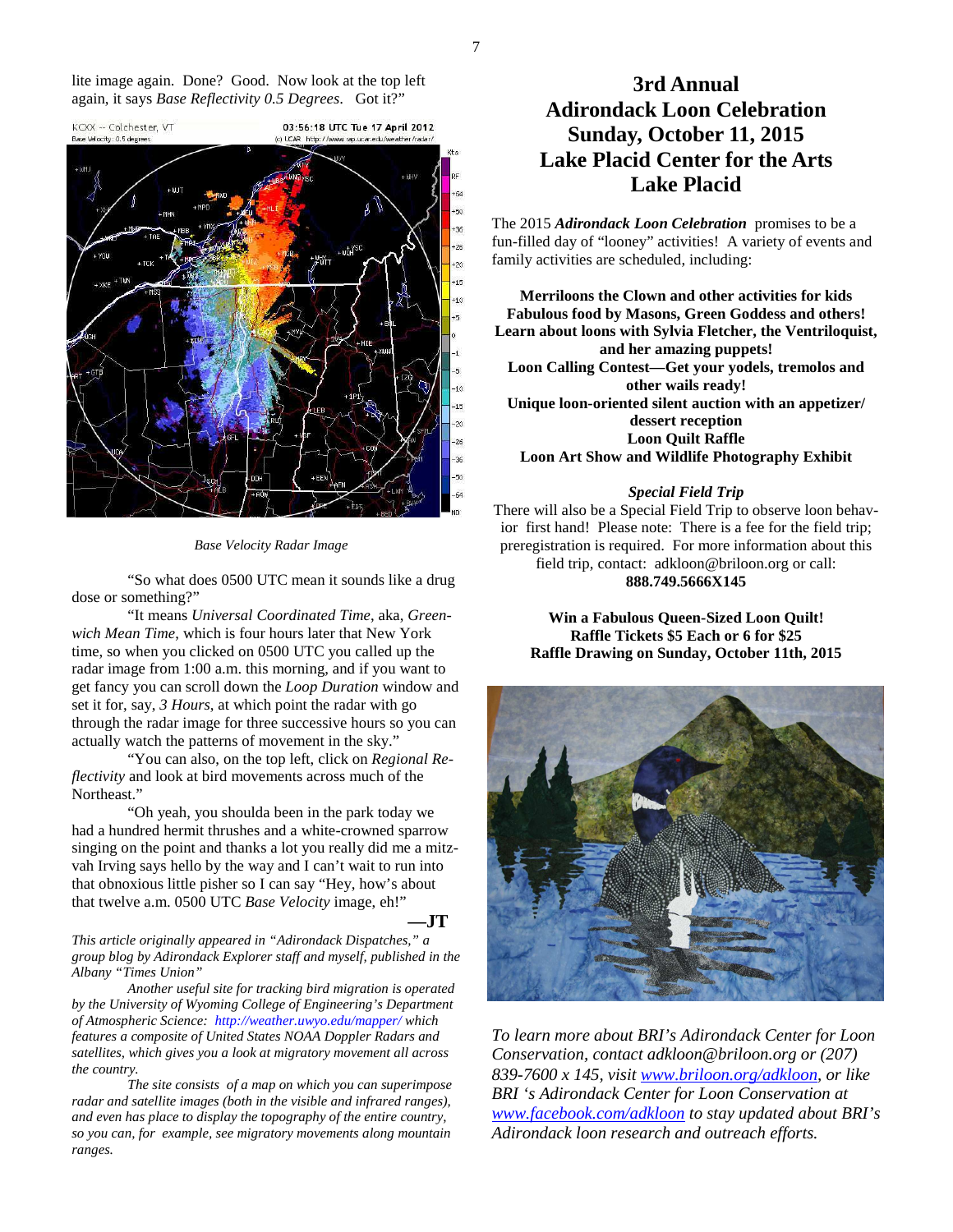lite image again. Done? Good. Now look at the top left again, it says *Base Reflectivity 0.5 Degrees*. Got it?"

*Base Velocity Radar Image*

"So what does 0500 UTC mean it sounds like a drug dose or something?"

"It means *Universal Coordinated Time*, aka, *Greenwich Mean Time*, which is four hours later that New York time, so when you clicked on 0500 UTC you called up the radar image from 1:00 a.m. this morning, and if you want to get fancy you can scroll down the *Loop Duration* window and set it for, say, *3 Hours*, at which point the radar with go through the radar image for three successive hours so you can actually watch the patterns of movement in the sky."

"You can also, on the top left, click on *Regional Reflectivity* and look at bird movements across much of the Northeast."

"Oh yeah, you shoulda been in the park today we had a hundred hermit thrushes and a white-crowned sparrow singing on the point and thanks a lot you really did me a mitzvah Irving says hello by the way and I can't wait to run into that obnoxious little pisher so I can say "Hey, how's about that twelve a.m. 0500 UTC *Base Velocity* image, eh!"

**—JT**

*This article originally appeared in "Adirondack Dispatches," a group blog by Adirondack Explorer staff and myself, published in the Albany "Times Union"*

*Another useful site for tracking bird migration is operated by the University of Wyoming College of Engineering's Department of Atmospheric Science: http://weather.uwyo.edu/mapper/ which features a composite of United States NOAA Doppler Radars and satellites, which gives you a look at migratory movement all across the country.*

*The site consists of a map on which you can superimpose radar and satellite images (both in the visible and infrared ranges), and even has place to display the topography of the entire country, so you can, for example, see migratory movements along mountain ranges.*

# 3rd Annual Adirondack Loon Celebration Sunday, October 11, 2015 Lake Placid Center for the Arts Lake Placid

The 2015 ***Adirondack Loon Celebration*** promises to be a fun-filled day of "looney" activities! A variety of events and family activities are scheduled, including:

**Merriloons the Clown and other activities for kids**
**Fabulous food by Masons, Green Goddess and others!**
**Learn about loons with Sylvia Fletcher, the Ventriloquist, and her amazing puppets!**
**Loon Calling Contest—Get your yodels, tremolos and other wails ready!**
**Unique loon-oriented silent auction with an appetizer/ dessert reception**
**Loon Quilt Raffle**
**Loon Art Show and Wildlife Photography Exhibit**

***Special Field Trip***

There will also be a Special Field Trip to observe loon behavior first hand! Please note: There is a fee for the field trip; preregistration is required. For more information about this field trip, contact: adkloon@briloon.org or call: **888.749.5666X145**

**Win a Fabulous Queen-Sized Loon Quilt!**
**Raffle Tickets $5 Each or 6 for $25**
**Raffle Drawing on Sunday, October 11th, 2015**

*To learn more about BRI's Adirondack Center for Loon Conservation, contact adkloon@briloon.org or (207) 839-7600 x 145, visit www.briloon.org/adkloon, or like BRI 's Adirondack Center for Loon Conservation at www.facebook.com/adkloon to stay updated about BRI's Adirondack loon research and outreach efforts.*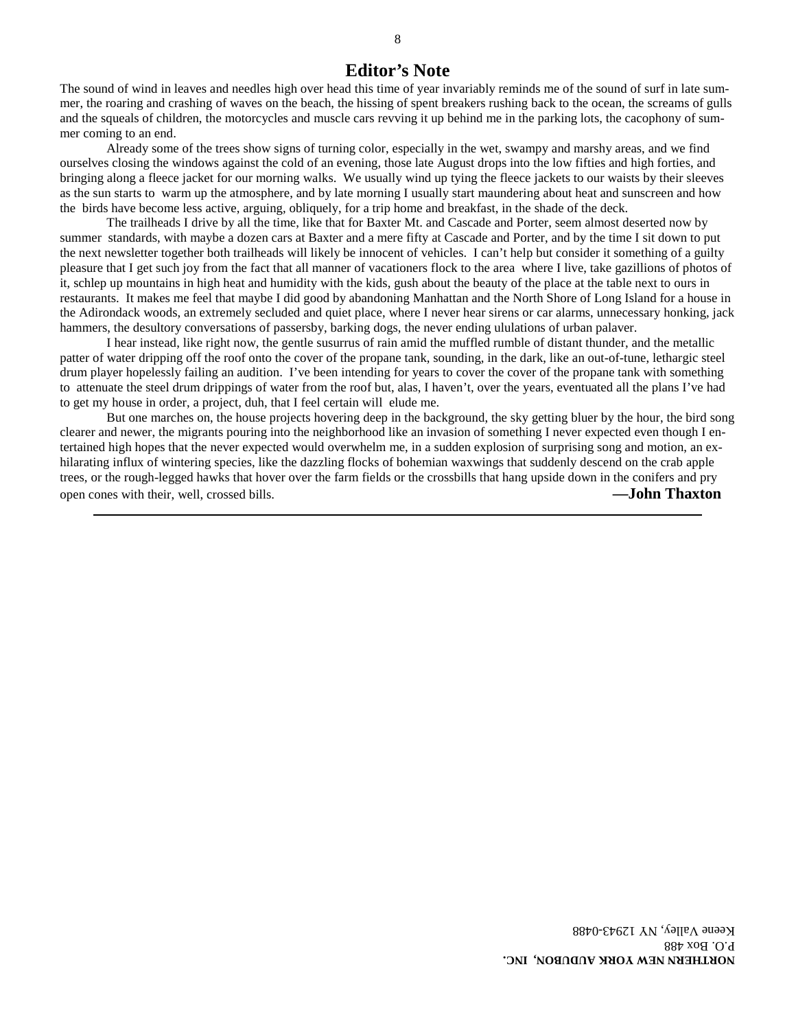## Editor's Note

The sound of wind in leaves and needles high over head this time of year invariably reminds me of the sound of surf in late summer, the roaring and crashing of waves on the beach, the hissing of spent breakers rushing back to the ocean, the screams of gulls and the squeals of children, the motorcycles and muscle cars revving it up behind me in the parking lots, the cacophony of summer coming to an end.

Already some of the trees show signs of turning color, especially in the wet, swampy and marshy areas, and we find ourselves closing the windows against the cold of an evening, those late August drops into the low fifties and high forties, and bringing along a fleece jacket for our morning walks. We usually wind up tying the fleece jackets to our waists by their sleeves as the sun starts to warm up the atmosphere, and by late morning I usually start maundering about heat and sunscreen and how the birds have become less active, arguing, obliquely, for a trip home and breakfast, in the shade of the deck.

The trailheads I drive by all the time, like that for Baxter Mt. and Cascade and Porter, seem almost deserted now by summer standards, with maybe a dozen cars at Baxter and a mere fifty at Cascade and Porter, and by the time I sit down to put the next newsletter together both trailheads will likely be innocent of vehicles. I can't help but consider it something of a guilty pleasure that I get such joy from the fact that all manner of vacationers flock to the area where I live, take gazillions of photos of it, schlep up mountains in high heat and humidity with the kids, gush about the beauty of the place at the table next to ours in restaurants. It makes me feel that maybe I did good by abandoning Manhattan and the North Shore of Long Island for a house in the Adirondack woods, an extremely secluded and quiet place, where I never hear sirens or car alarms, unnecessary honking, jack hammers, the desultory conversations of passersby, barking dogs, the never ending ululations of urban palaver.

I hear instead, like right now, the gentle susurrus of rain amid the muffled rumble of distant thunder, and the metallic patter of water dripping off the roof onto the cover of the propane tank, sounding, in the dark, like an out-of-tune, lethargic steel drum player hopelessly failing an audition. I've been intending for years to cover the cover of the propane tank with something to attenuate the steel drum drippings of water from the roof but, alas, I haven't, over the years, eventuated all the plans I've had to get my house in order, a project, duh, that I feel certain will elude me.

But one marches on, the house projects hovering deep in the background, the sky getting bluer by the hour, the bird song clearer and newer, the migrants pouring into the neighborhood like an invasion of something I never expected even though I entertained high hopes that the never expected would overwhelm me, in a sudden explosion of surprising song and motion, an exhilarating influx of wintering species, like the dazzling flocks of bohemian waxwings that suddenly descend on the crab apple trees, or the rough-legged hawks that hover over the farm fields or the crossbills that hang upside down in the conifers and pry open cones with their, well, crossed bills.

**—John Thaxton**

---

**NORTHERN NEW YORK AUDUBON, INC.**
P.O. Box 488
Keene Valley, NY 12943-0488